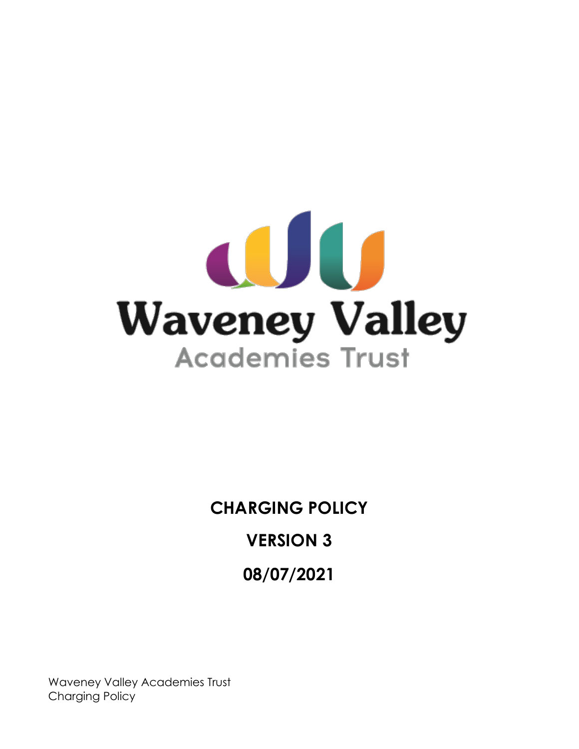# Waveney Valley

Academies Trust

**CHARGING POLICY**

**VERSION 3**

**08/07/2021**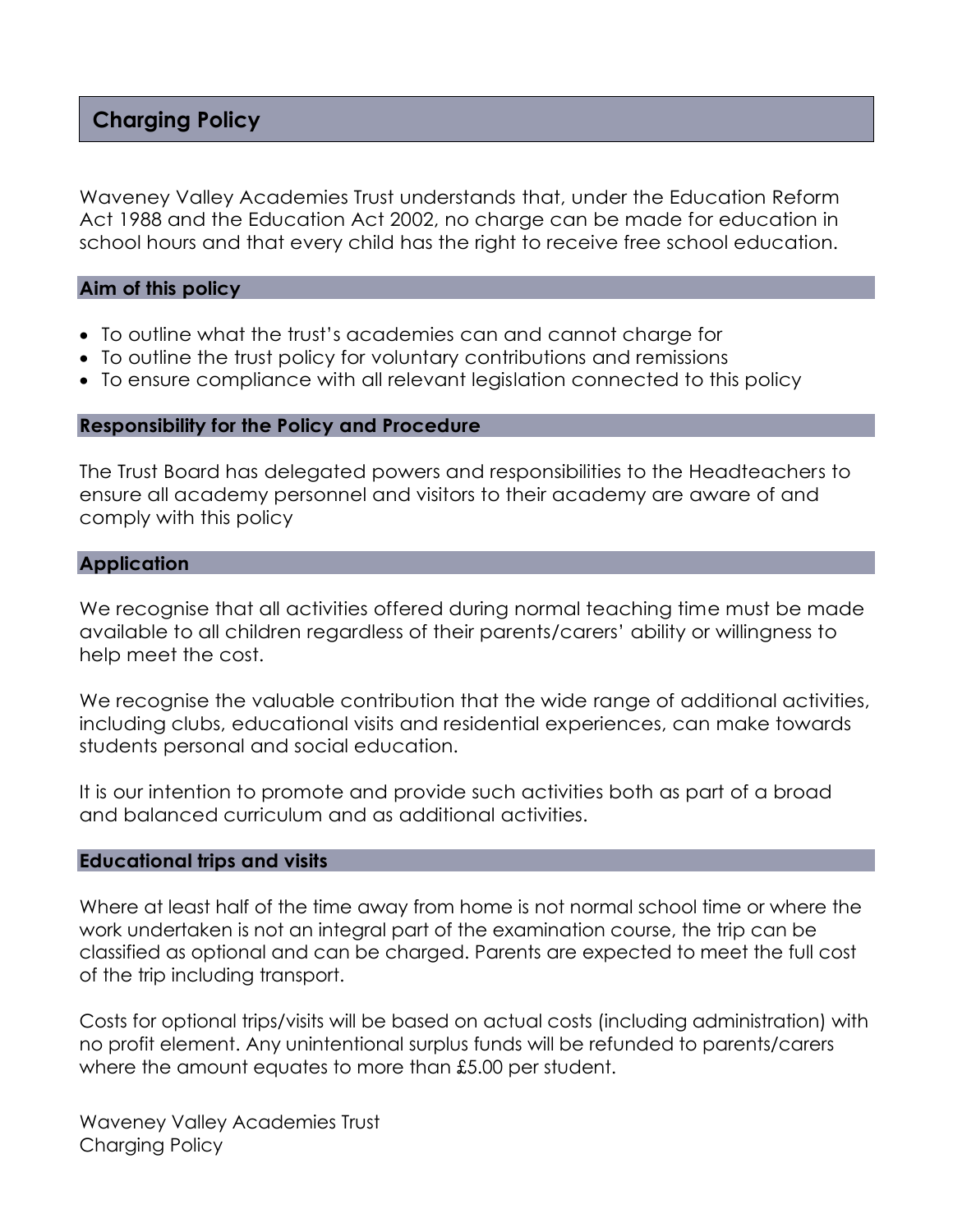## Charging Policy

Waveney Valley Academies Trust understands that, under the Education Reform Act 1988 and the Education Act 2002, no charge can be made for education in school hours and that every child has the right to receive free school education.

### Aim of this policy

- To outline what the trust's academies can and cannot charge for
- To outline the trust policy for voluntary contributions and remissions
- To ensure compliance with all relevant legislation connected to this policy

### Responsibility for the Policy and Procedure

The Trust Board has delegated powers and responsibilities to the Headteachers to ensure all academy personnel and visitors to their academy are aware of and comply with this policy

### Application

We recognise that all activities offered during normal teaching time must be made available to all children regardless of their parents/carers' ability or willingness to help meet the cost.

We recognise the valuable contribution that the wide range of additional activities, including clubs, educational visits and residential experiences, can make towards students personal and social education.

It is our intention to promote and provide such activities both as part of a broad and balanced curriculum and as additional activities.

### Educational trips and visits

Where at least half of the time away from home is not normal school time or where the work undertaken is not an integral part of the examination course, the trip can be classified as optional and can be charged. Parents are expected to meet the full cost of the trip including transport.

Costs for optional trips/visits will be based on actual costs (including administration) with no profit element. Any unintentional surplus funds will be refunded to parents/carers where the amount equates to more than £5.00 per student.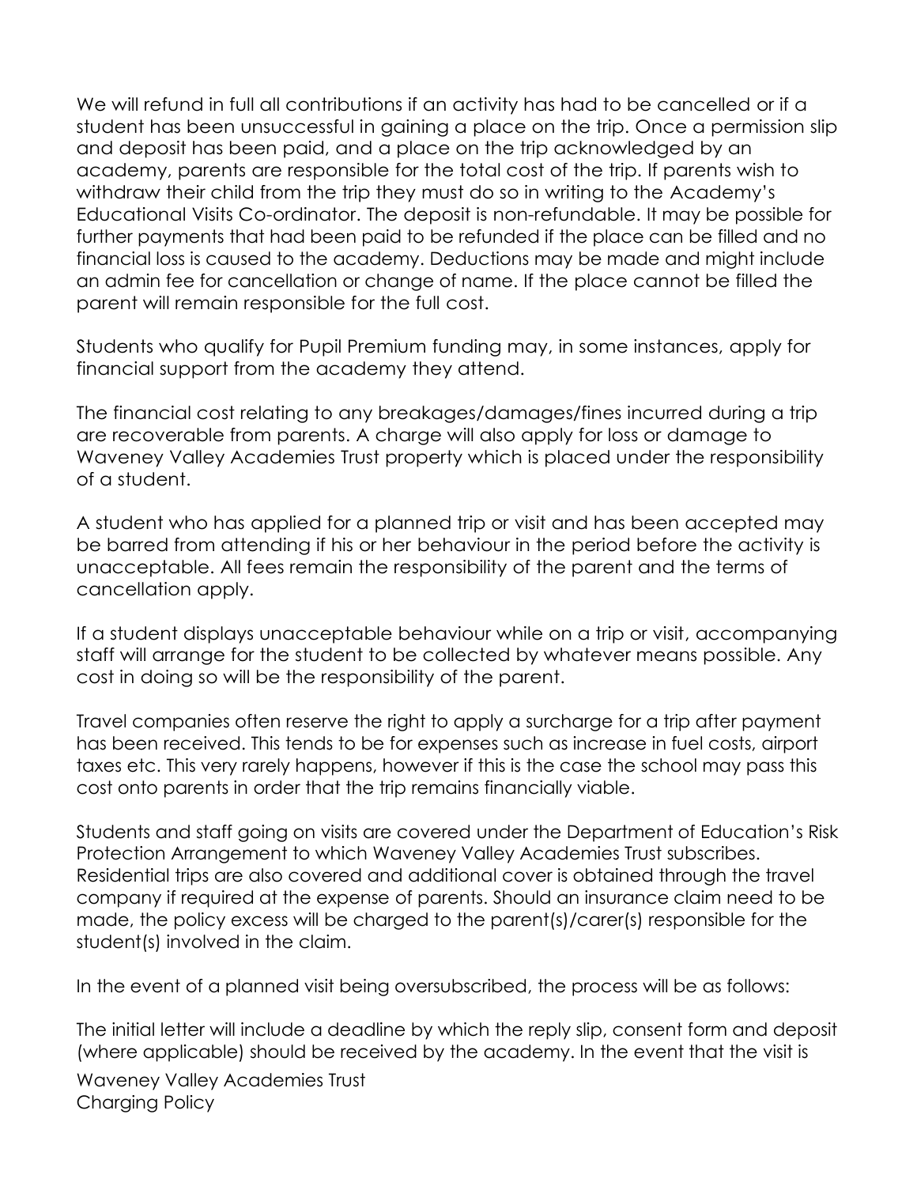We will refund in full all contributions if an activity has had to be cancelled or if a student has been unsuccessful in gaining a place on the trip. Once a permission slip and deposit has been paid, and a place on the trip acknowledged by an academy, parents are responsible for the total cost of the trip. If parents wish to withdraw their child from the trip they must do so in writing to the Academy's Educational Visits Co-ordinator. The deposit is non-refundable. It may be possible for further payments that had been paid to be refunded if the place can be filled and no financial loss is caused to the academy. Deductions may be made and might include an admin fee for cancellation or change of name. If the place cannot be filled the parent will remain responsible for the full cost.

Students who qualify for Pupil Premium funding may, in some instances, apply for financial support from the academy they attend.

The financial cost relating to any breakages/damages/fines incurred during a trip are recoverable from parents. A charge will also apply for loss or damage to Waveney Valley Academies Trust property which is placed under the responsibility of a student.

A student who has applied for a planned trip or visit and has been accepted may be barred from attending if his or her behaviour in the period before the activity is unacceptable. All fees remain the responsibility of the parent and the terms of cancellation apply.

If a student displays unacceptable behaviour while on a trip or visit, accompanying staff will arrange for the student to be collected by whatever means possible. Any cost in doing so will be the responsibility of the parent.

Travel companies often reserve the right to apply a surcharge for a trip after payment has been received. This tends to be for expenses such as increase in fuel costs, airport taxes etc. This very rarely happens, however if this is the case the school may pass this cost onto parents in order that the trip remains financially viable.

Students and staff going on visits are covered under the Department of Education's Risk Protection Arrangement to which Waveney Valley Academies Trust subscribes. Residential trips are also covered and additional cover is obtained through the travel company if required at the expense of parents. Should an insurance claim need to be made, the policy excess will be charged to the parent(s)/carer(s) responsible for the student(s) involved in the claim.

In the event of a planned visit being oversubscribed, the process will be as follows:

The initial letter will include a deadline by which the reply slip, consent form and deposit (where applicable) should be received by the academy. In the event that the visit is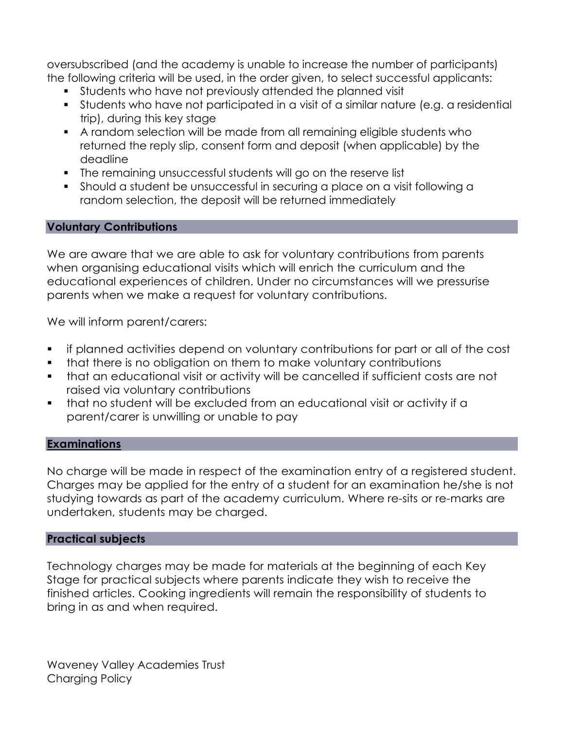oversubscribed (and the academy is unable to increase the number of participants) the following criteria will be used, in the order given, to select successful applicants:

- Students who have not previously attended the planned visit
- Students who have not participated in a visit of a similar nature (e.g. a residential trip), during this key stage
- A random selection will be made from all remaining eligible students who returned the reply slip, consent form and deposit (when applicable) by the deadline
- The remaining unsuccessful students will go on the reserve list
- Should a student be unsuccessful in securing a place on a visit following a random selection, the deposit will be returned immediately

## Voluntary Contributions

We are aware that we are able to ask for voluntary contributions from parents when organising educational visits which will enrich the curriculum and the educational experiences of children. Under no circumstances will we pressurise parents when we make a request for voluntary contributions.

We will inform parent/carers:

- if planned activities depend on voluntary contributions for part or all of the cost
- that there is no obligation on them to make voluntary contributions
- that an educational visit or activity will be cancelled if sufficient costs are not raised via voluntary contributions
- that no student will be excluded from an educational visit or activity if a parent/carer is unwilling or unable to pay

## Examinations

No charge will be made in respect of the examination entry of a registered student. Charges may be applied for the entry of a student for an examination he/she is not studying towards as part of the academy curriculum. Where re-sits or re-marks are undertaken, students may be charged.

## Practical subjects

Technology charges may be made for materials at the beginning of each Key Stage for practical subjects where parents indicate they wish to receive the finished articles. Cooking ingredients will remain the responsibility of students to bring in as and when required.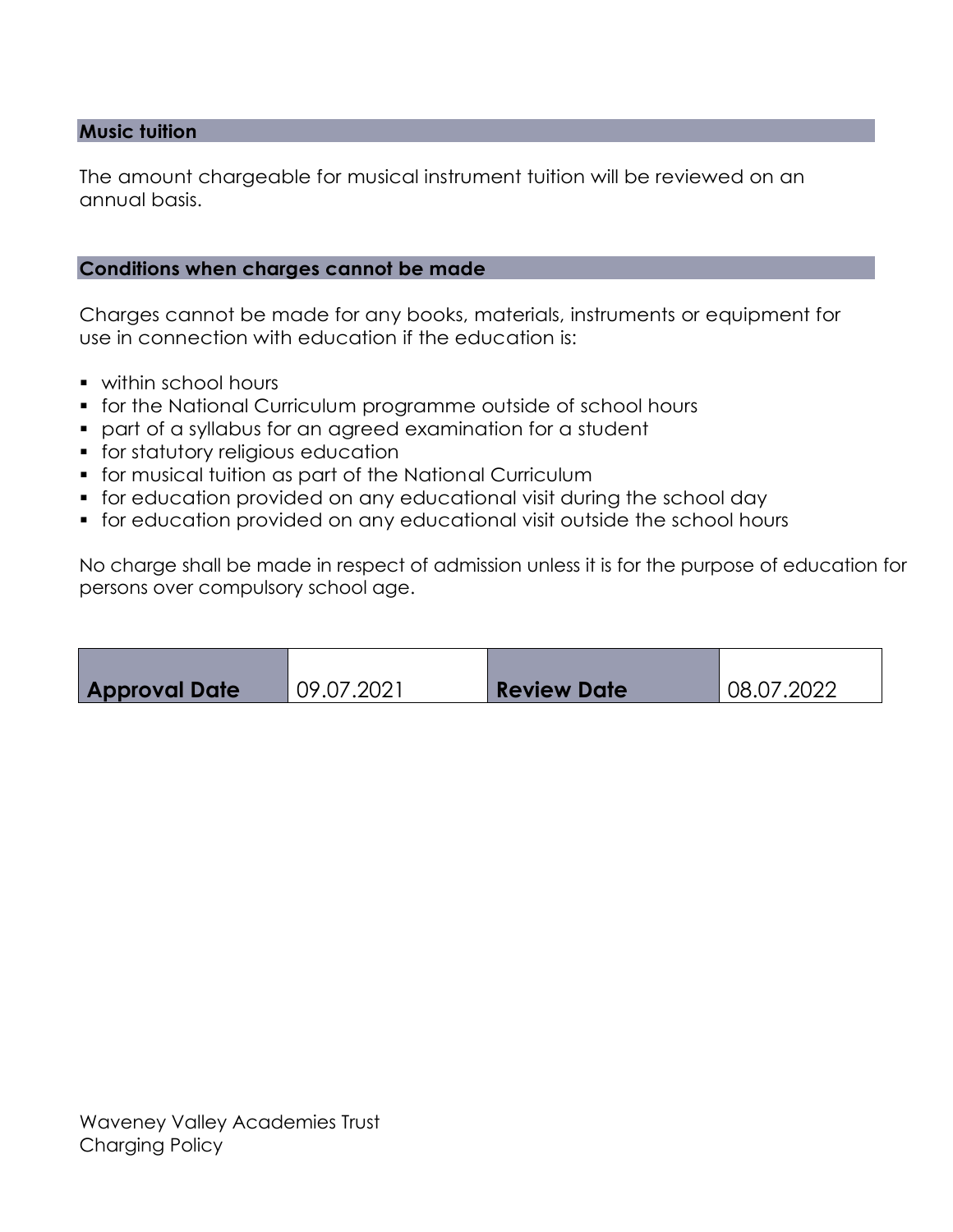## Music tuition

The amount chargeable for musical instrument tuition will be reviewed on an annual basis.

## Conditions when charges cannot be made

Charges cannot be made for any books, materials, instruments or equipment for use in connection with education if the education is:

- within school hours
- for the National Curriculum programme outside of school hours
- part of a syllabus for an agreed examination for a student
- for statutory religious education
- for musical tuition as part of the National Curriculum
- for education provided on any educational visit during the school day
- for education provided on any educational visit outside the school hours

No charge shall be made in respect of admission unless it is for the purpose of education for persons over compulsory school age.

| | | | |
|---|---|---|---|
| **Approval Date** | 09.07.2021 | **Review Date** | 08.07.2022 |